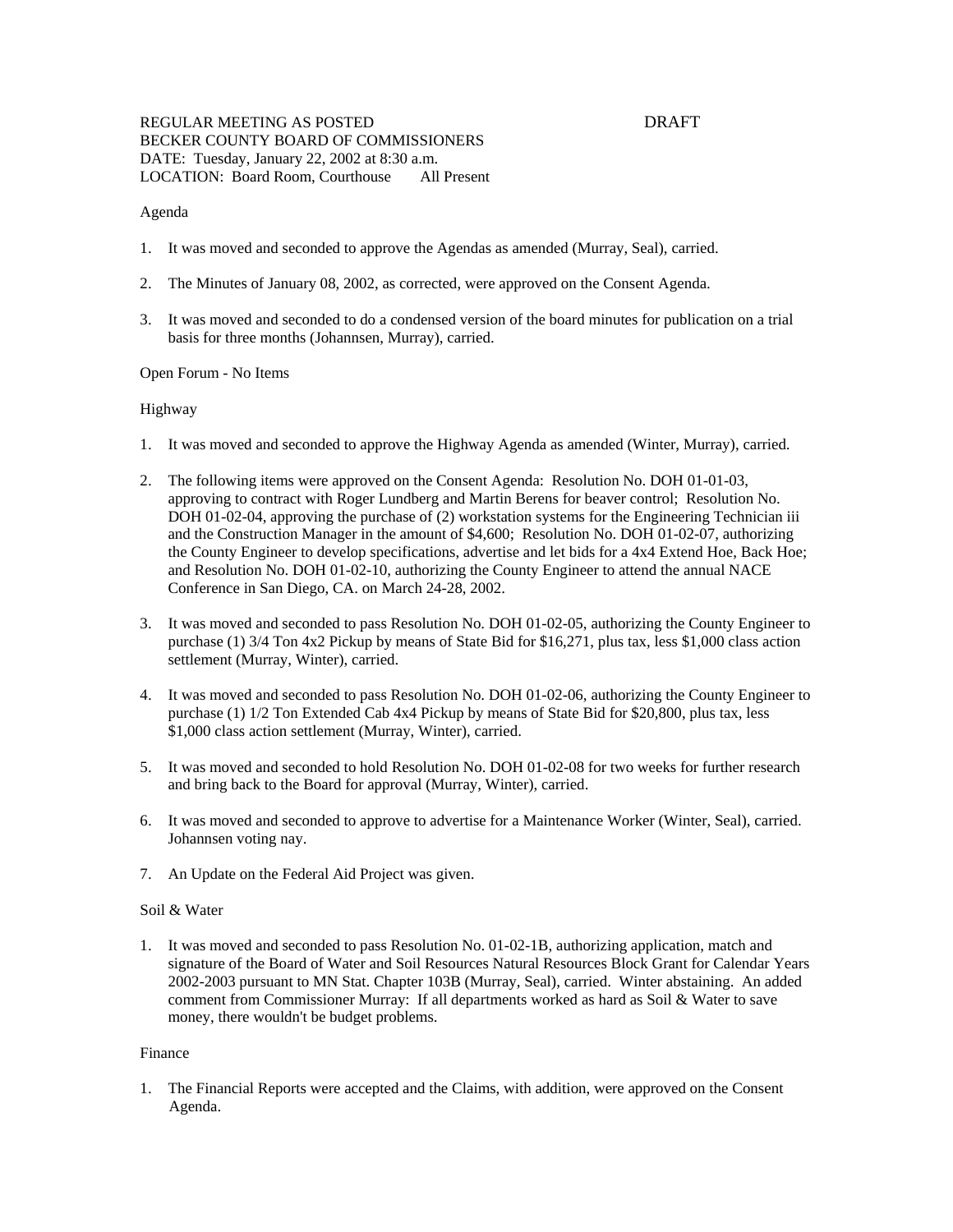REGULAR MEETING AS POSTED DRAFT
BECKER COUNTY BOARD OF COMMISSIONERS
DATE: Tuesday, January 22, 2002 at 8:30 a.m.
LOCATION: Board Room, Courthouse All Present

Agenda

1. It was moved and seconded to approve the Agendas as amended (Murray, Seal), carried.

2. The Minutes of January 08, 2002, as corrected, were approved on the Consent Agenda.

3. It was moved and seconded to do a condensed version of the board minutes for publication on a trial basis for three months (Johannsen, Murray), carried.

Open Forum - No Items

Highway

1. It was moved and seconded to approve the Highway Agenda as amended (Winter, Murray), carried.

2. The following items were approved on the Consent Agenda: Resolution No. DOH 01-01-03, approving to contract with Roger Lundberg and Martin Berens for beaver control; Resolution No. DOH 01-02-04, approving the purchase of (2) workstation systems for the Engineering Technician iii and the Construction Manager in the amount of $4,600; Resolution No. DOH 01-02-07, authorizing the County Engineer to develop specifications, advertise and let bids for a 4x4 Extend Hoe, Back Hoe; and Resolution No. DOH 01-02-10, authorizing the County Engineer to attend the annual NACE Conference in San Diego, CA. on March 24-28, 2002.

3. It was moved and seconded to pass Resolution No. DOH 01-02-05, authorizing the County Engineer to purchase (1) 3/4 Ton 4x2 Pickup by means of State Bid for $16,271, plus tax, less $1,000 class action settlement (Murray, Winter), carried.

4. It was moved and seconded to pass Resolution No. DOH 01-02-06, authorizing the County Engineer to purchase (1) 1/2 Ton Extended Cab 4x4 Pickup by means of State Bid for $20,800, plus tax, less $1,000 class action settlement (Murray, Winter), carried.

5. It was moved and seconded to hold Resolution No. DOH 01-02-08 for two weeks for further research and bring back to the Board for approval (Murray, Winter), carried.

6. It was moved and seconded to approve to advertise for a Maintenance Worker (Winter, Seal), carried. Johannsen voting nay.

7. An Update on the Federal Aid Project was given.

Soil & Water

1. It was moved and seconded to pass Resolution No. 01-02-1B, authorizing application, match and signature of the Board of Water and Soil Resources Natural Resources Block Grant for Calendar Years 2002-2003 pursuant to MN Stat. Chapter 103B (Murray, Seal), carried. Winter abstaining. An added comment from Commissioner Murray: If all departments worked as hard as Soil & Water to save money, there wouldn't be budget problems.

Finance

1. The Financial Reports were accepted and the Claims, with addition, were approved on the Consent Agenda.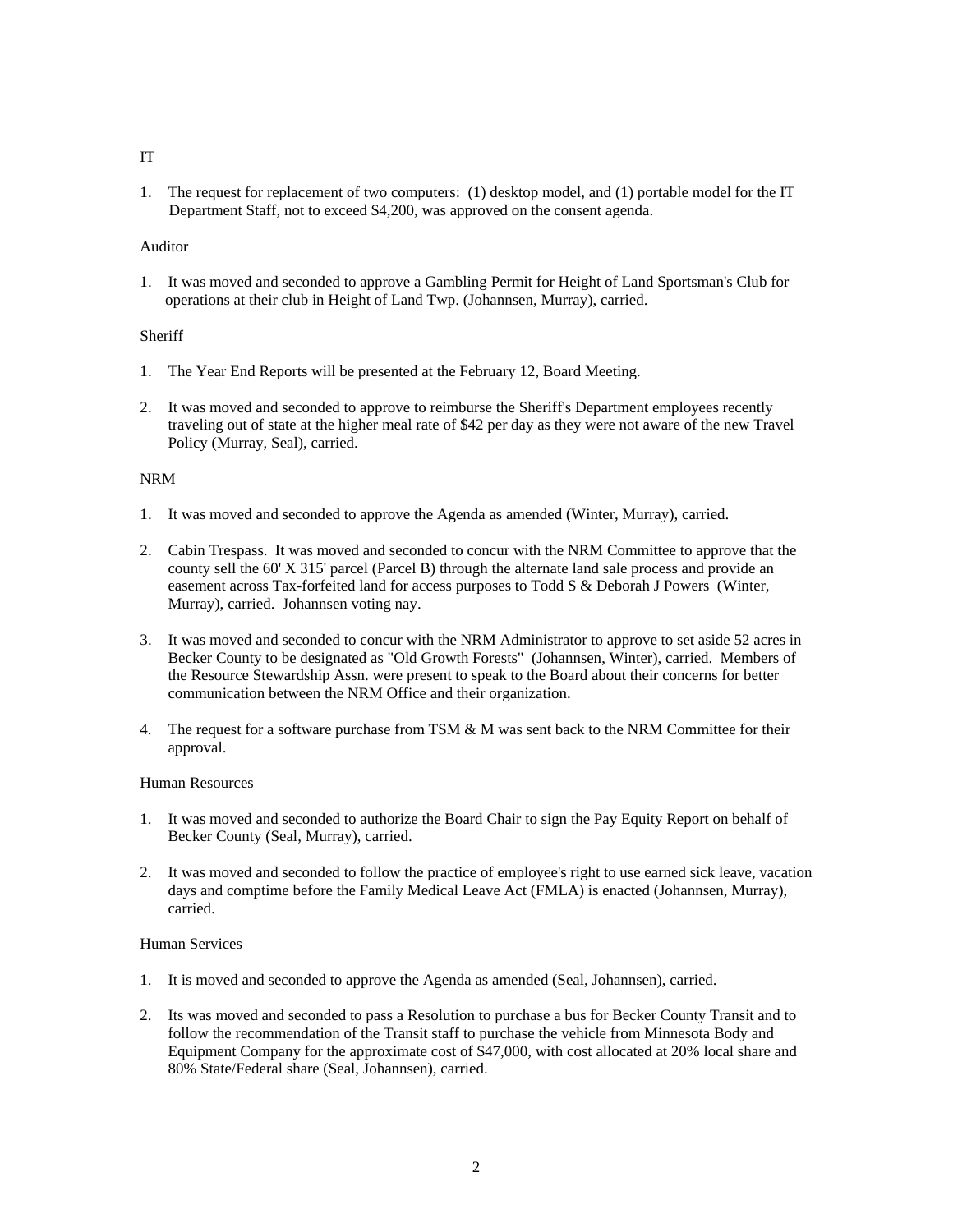IT

1. The request for replacement of two computers: (1) desktop model, and (1) portable model for the IT Department Staff, not to exceed $4,200, was approved on the consent agenda.

Auditor

1. It was moved and seconded to approve a Gambling Permit for Height of Land Sportsman's Club for operations at their club in Height of Land Twp. (Johannsen, Murray), carried.

Sheriff

1. The Year End Reports will be presented at the February 12, Board Meeting.

2. It was moved and seconded to approve to reimburse the Sheriff's Department employees recently traveling out of state at the higher meal rate of $42 per day as they were not aware of the new Travel Policy (Murray, Seal), carried.

NRM

1. It was moved and seconded to approve the Agenda as amended (Winter, Murray), carried.

2. Cabin Trespass. It was moved and seconded to concur with the NRM Committee to approve that the county sell the 60' X 315' parcel (Parcel B) through the alternate land sale process and provide an easement across Tax-forfeited land for access purposes to Todd S & Deborah J Powers (Winter, Murray), carried. Johannsen voting nay.

3. It was moved and seconded to concur with the NRM Administrator to approve to set aside 52 acres in Becker County to be designated as "Old Growth Forests" (Johannsen, Winter), carried. Members of the Resource Stewardship Assn. were present to speak to the Board about their concerns for better communication between the NRM Office and their organization.

4. The request for a software purchase from TSM & M was sent back to the NRM Committee for their approval.

Human Resources

1. It was moved and seconded to authorize the Board Chair to sign the Pay Equity Report on behalf of Becker County (Seal, Murray), carried.

2. It was moved and seconded to follow the practice of employee's right to use earned sick leave, vacation days and comptime before the Family Medical Leave Act (FMLA) is enacted (Johannsen, Murray), carried.

Human Services

1. It is moved and seconded to approve the Agenda as amended (Seal, Johannsen), carried.

2. Its was moved and seconded to pass a Resolution to purchase a bus for Becker County Transit and to follow the recommendation of the Transit staff to purchase the vehicle from Minnesota Body and Equipment Company for the approximate cost of $47,000, with cost allocated at 20% local share and 80% State/Federal share (Seal, Johannsen), carried.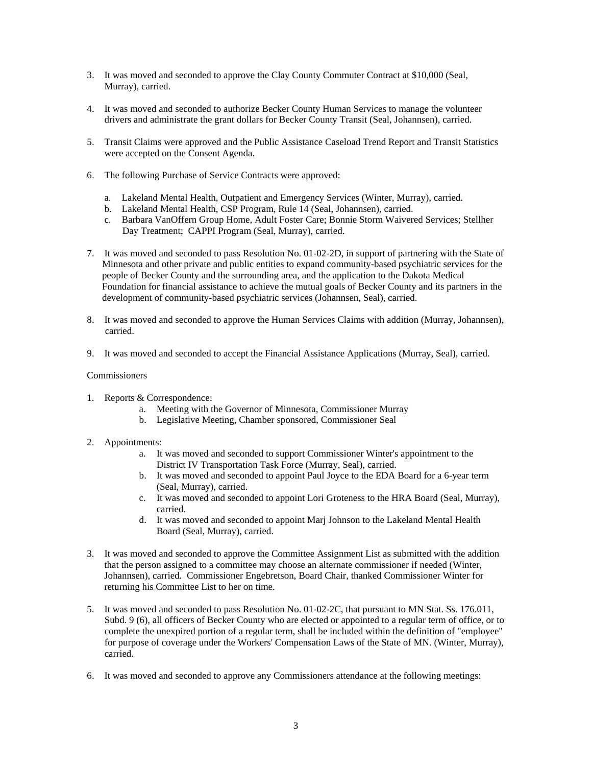3. It was moved and seconded to approve the Clay County Commuter Contract at $10,000 (Seal, Murray), carried.

4. It was moved and seconded to authorize Becker County Human Services to manage the volunteer drivers and administrate the grant dollars for Becker County Transit (Seal, Johannsen), carried.

5. Transit Claims were approved and the Public Assistance Caseload Trend Report and Transit Statistics were accepted on the Consent Agenda.

6. The following Purchase of Service Contracts were approved:

   a. Lakeland Mental Health, Outpatient and Emergency Services (Winter, Murray), carried.
   b. Lakeland Mental Health, CSP Program, Rule 14 (Seal, Johannsen), carried.
   c. Barbara VanOffern Group Home, Adult Foster Care; Bonnie Storm Waivered Services; Stellher Day Treatment; CAPPI Program (Seal, Murray), carried.

7. It was moved and seconded to pass Resolution No. 01-02-2D, in support of partnering with the State of Minnesota and other private and public entities to expand community-based psychiatric services for the people of Becker County and the surrounding area, and the application to the Dakota Medical Foundation for financial assistance to achieve the mutual goals of Becker County and its partners in the development of community-based psychiatric services (Johannsen, Seal), carried.

8. It was moved and seconded to approve the Human Services Claims with addition (Murray, Johannsen), carried.

9. It was moved and seconded to accept the Financial Assistance Applications (Murray, Seal), carried.

Commissioners

1. Reports & Correspondence:
   a. Meeting with the Governor of Minnesota, Commissioner Murray
   b. Legislative Meeting, Chamber sponsored, Commissioner Seal

2. Appointments:
   a. It was moved and seconded to support Commissioner Winter's appointment to the District IV Transportation Task Force (Murray, Seal), carried.
   b. It was moved and seconded to appoint Paul Joyce to the EDA Board for a 6-year term (Seal, Murray), carried.
   c. It was moved and seconded to appoint Lori Groteness to the HRA Board (Seal, Murray), carried.
   d. It was moved and seconded to appoint Marj Johnson to the Lakeland Mental Health Board (Seal, Murray), carried.

3. It was moved and seconded to approve the Committee Assignment List as submitted with the addition that the person assigned to a committee may choose an alternate commissioner if needed (Winter, Johannsen), carried. Commissioner Engebretson, Board Chair, thanked Commissioner Winter for returning his Committee List to her on time.

5. It was moved and seconded to pass Resolution No. 01-02-2C, that pursuant to MN Stat. Ss. 176.011, Subd. 9 (6), all officers of Becker County who are elected or appointed to a regular term of office, or to complete the unexpired portion of a regular term, shall be included within the definition of "employee" for purpose of coverage under the Workers' Compensation Laws of the State of MN. (Winter, Murray), carried.

6. It was moved and seconded to approve any Commissioners attendance at the following meetings: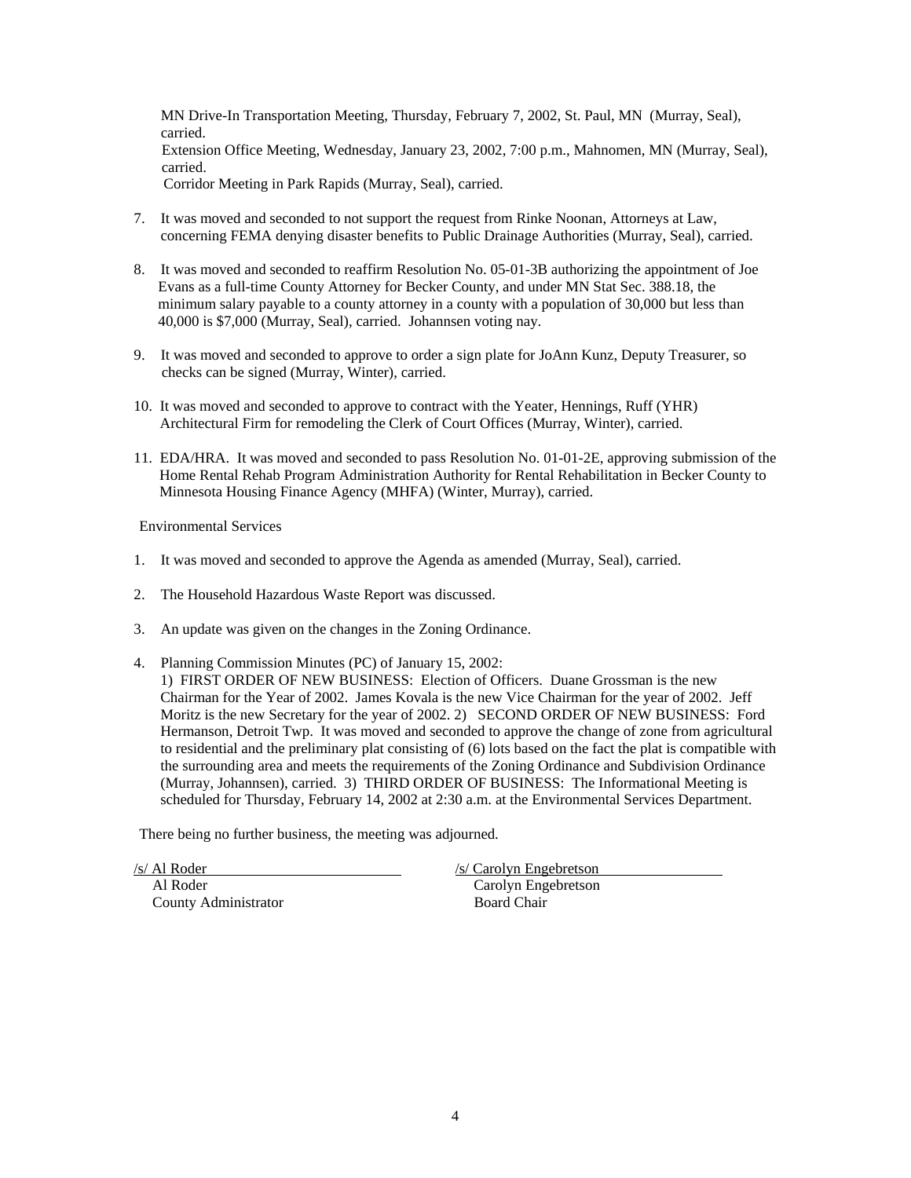MN Drive-In Transportation Meeting, Thursday, February 7, 2002, St. Paul, MN (Murray, Seal), carried.
Extension Office Meeting, Wednesday, January 23, 2002, 7:00 p.m., Mahnomen, MN (Murray, Seal), carried.
Corridor Meeting in Park Rapids (Murray, Seal), carried.

7. It was moved and seconded to not support the request from Rinke Noonan, Attorneys at Law, concerning FEMA denying disaster benefits to Public Drainage Authorities (Murray, Seal), carried.

8. It was moved and seconded to reaffirm Resolution No. 05-01-3B authorizing the appointment of Joe Evans as a full-time County Attorney for Becker County, and under MN Stat Sec. 388.18, the minimum salary payable to a county attorney in a county with a population of 30,000 but less than 40,000 is $7,000 (Murray, Seal), carried. Johannsen voting nay.

9. It was moved and seconded to approve to order a sign plate for JoAnn Kunz, Deputy Treasurer, so checks can be signed (Murray, Winter), carried.

10. It was moved and seconded to approve to contract with the Yeater, Hennings, Ruff (YHR) Architectural Firm for remodeling the Clerk of Court Offices (Murray, Winter), carried.

11. EDA/HRA. It was moved and seconded to pass Resolution No. 01-01-2E, approving submission of the Home Rental Rehab Program Administration Authority for Rental Rehabilitation in Becker County to Minnesota Housing Finance Agency (MHFA) (Winter, Murray), carried.

Environmental Services

1. It was moved and seconded to approve the Agenda as amended (Murray, Seal), carried.

2. The Household Hazardous Waste Report was discussed.

3. An update was given on the changes in the Zoning Ordinance.

4. Planning Commission Minutes (PC) of January 15, 2002:
   1) FIRST ORDER OF NEW BUSINESS: Election of Officers. Duane Grossman is the new Chairman for the Year of 2002. James Kovala is the new Vice Chairman for the year of 2002. Jeff Moritz is the new Secretary for the year of 2002. 2) SECOND ORDER OF NEW BUSINESS: Ford Hermanson, Detroit Twp. It was moved and seconded to approve the change of zone from agricultural to residential and the preliminary plat consisting of (6) lots based on the fact the plat is compatible with the surrounding area and meets the requirements of the Zoning Ordinance and Subdivision Ordinance (Murray, Johannsen), carried. 3) THIRD ORDER OF BUSINESS: The Informational Meeting is scheduled for Thursday, February 14, 2002 at 2:30 a.m. at the Environmental Services Department.

There being no further business, the meeting was adjourned.

| | |
|---|---|
| /s/ Al Roder | /s/ Carolyn Engebretson |
| Al Roder | Carolyn Engebretson |
| County Administrator | Board Chair |